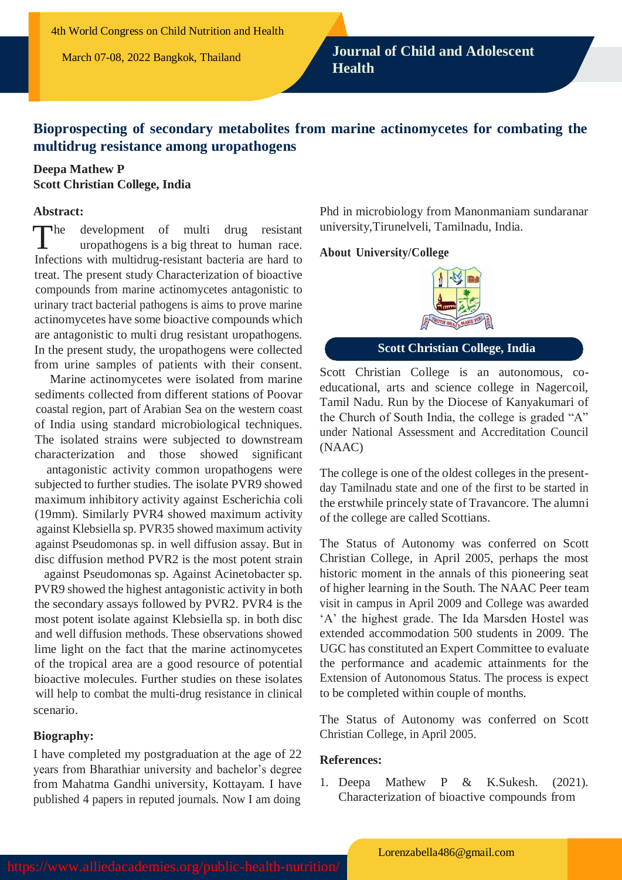# Bioprospecting of secondary metabolites from marine actinomycetes for combating the multidrug resistance among uropathogens

**Deepa Mathew P**
**Scott Christian College, India**

### Abstract:

The development of multi drug resistant uropathogens is a big threat to human race. Infections with multidrug-resistant bacteria are hard to treat. The present study Characterization of bioactive compounds from marine actinomycetes antagonistic to urinary tract bacterial pathogens is aims to prove marine actinomycetes have some bioactive compounds which are antagonistic to multi drug resistant uropathogens. In the present study, the uropathogens were collected from urine samples of patients with their consent.

Marine actinomycetes were isolated from marine sediments collected from different stations of Poovar coastal region, part of Arabian Sea on the western coast of India using standard microbiological techniques. The isolated strains were subjected to downstream characterization and those showed significant antagonistic activity common uropathogens were subjected to further studies. The isolate PVR9 showed maximum inhibitory activity against Escherichia coli (19mm). Similarly PVR4 showed maximum activity against Klebsiella sp. PVR35 showed maximum activity against Pseudomonas sp. in well diffusion assay. But in disc diffusion method PVR2 is the most potent strain against Pseudomonas sp. Against Acinetobacter sp. PVR9 showed the highest antagonistic activity in both the secondary assays followed by PVR2. PVR4 is the most potent isolate against Klebsiella sp. in both disc and well diffusion methods. These observations showed lime light on the fact that the marine actinomycetes of the tropical area are a good resource of potential bioactive molecules. Further studies on these isolates will help to combat the multi-drug resistance in clinical scenario.

### Biography:

I have completed my postgraduation at the age of 22 years from Bharathiar university and bachelor's degree from Mahatma Gandhi university, Kottayam. I have published 4 papers in reputed journals. Now I am doing Phd in microbiology from Manonmaniam sundaranar university,Tirunelveli, Tamilnadu, India.

### About University/College

**Scott Christian College, India**

Scott Christian College is an autonomous, co-educational, arts and science college in Nagercoil, Tamil Nadu. Run by the Diocese of Kanyakumari of the Church of South India, the college is graded "A" under National Assessment and Accreditation Council (NAAC)

The college is one of the oldest colleges in the present-day Tamilnadu state and one of the first to be started in the erstwhile princely state of Travancore. The alumni of the college are called Scottians.

The Status of Autonomy was conferred on Scott Christian College, in April 2005, perhaps the most historic moment in the annals of this pioneering seat of higher learning in the South. The NAAC Peer team visit in campus in April 2009 and College was awarded 'A' the highest grade. The Ida Marsden Hostel was extended accommodation 500 students in 2009. The UGC has constituted an Expert Committee to evaluate the performance and academic attainments for the Extension of Autonomous Status. The process is expect to be completed within couple of months.

The Status of Autonomy was conferred on Scott Christian College, in April 2005.

### References:

1. Deepa Mathew P & K.Sukesh. (2021). Characterization of bioactive compounds from

Lorenzabella486@gmail.com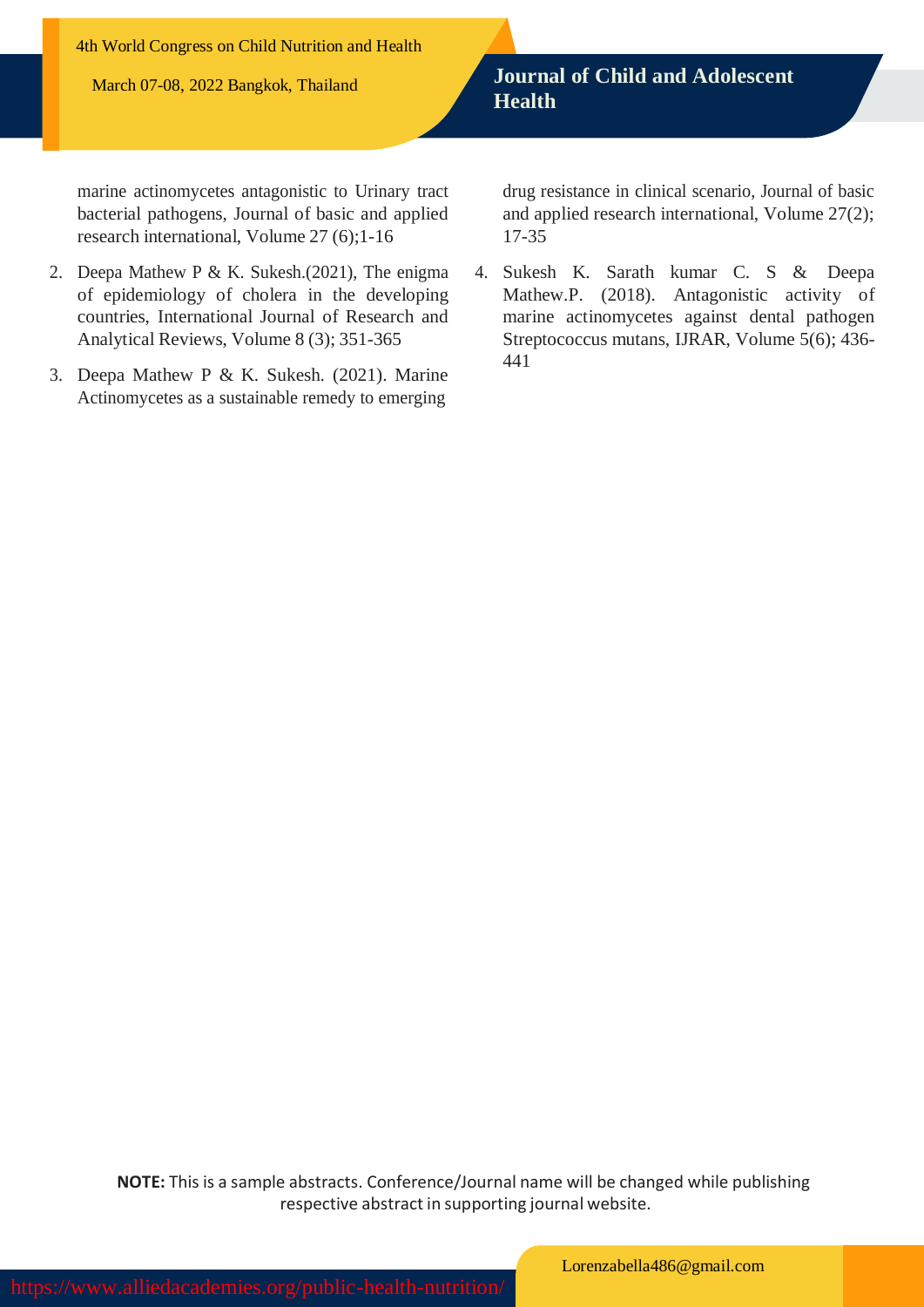marine actinomycetes antagonistic to Urinary tract bacterial pathogens, Journal of basic and applied research international, Volume 27 (6);1-16

2. Deepa Mathew P & K. Sukesh.(2021), The enigma of epidemiology of cholera in the developing countries, International Journal of Research and Analytical Reviews, Volume 8 (3); 351-365
3. Deepa Mathew P & K. Sukesh. (2021). Marine Actinomycetes as a sustainable remedy to emerging drug resistance in clinical scenario, Journal of basic and applied research international, Volume 27(2); 17-35
4. Sukesh K. Sarath kumar C. S & Deepa Mathew.P. (2018). Antagonistic activity of marine actinomycetes against dental pathogen Streptococcus mutans, IJRAR, Volume 5(6); 436-441

**NOTE:** This is a sample abstracts. Conference/Journal name will be changed while publishing respective abstract in supporting journal website.

Lorenzabella486@gmail.com